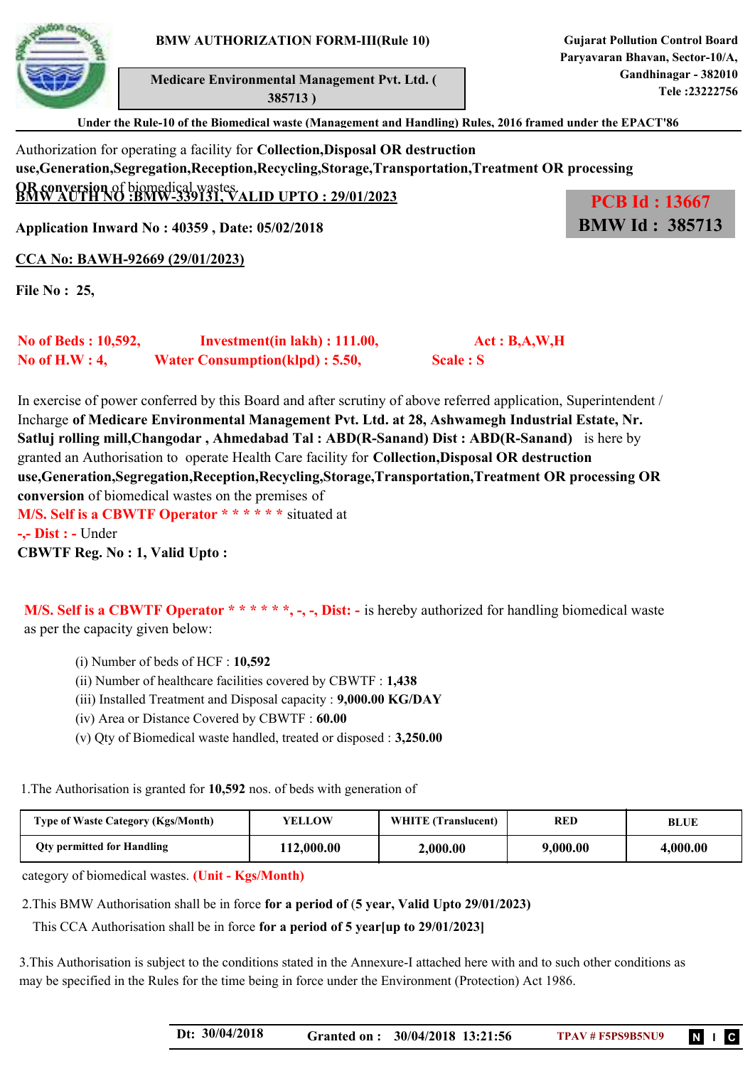**BMW AUTHORIZATION FORM-III(Rule 10)**

**Medicare Environmental Management Pvt. Ltd. ( 385713 )**

**Gujarat Pollution Control Board**
**Paryavaran Bhavan, Sector-10/A,**
**Gandhinagar - 382010**
**Tele :23222756**

**Under the Rule-10 of the Biomedical waste (Management and Handling) Rules, 2016 framed under the EPACT'86**

Authorization for operating a facility for **Collection,Disposal OR destruction use,Generation,Segregation,Reception,Recycling,Storage,Transportation,Treatment OR processing OR conversion** of biomedical wastes.

**BMW AUTH NO :BMW-339131, VALID UPTO : 29/01/2023**

**PCB Id : 13667**
**BMW Id : 385713**

**Application Inward No : 40359 , Date: 05/02/2018**

**CCA No: BAWH-92669 (29/01/2023)**

**File No : 25,**

**No of Beds : 10,592,** **Investment(in lakh) : 111.00,** **Act : B,A,W,H**
**No of H.W : 4,** **Water Consumption(klpd) : 5.50,** **Scale : S**

In exercise of power conferred by this Board and after scrutiny of above referred application, Superintendent / Incharge **of Medicare Environmental Management Pvt. Ltd. at 28, Ashwamegh Industrial Estate, Nr. Satluj rolling mill,Changodar , Ahmedabad Tal : ABD(R-Sanand) Dist : ABD(R-Sanand)** is here by granted an Authorisation to operate Health Care facility for **Collection,Disposal OR destruction use,Generation,Segregation,Reception,Recycling,Storage,Transportation,Treatment OR processing OR conversion** of biomedical wastes on the premises of
**M/S. Self is a CBWTF Operator * * * * * *** situated at
**-,- Dist : -** Under
**CBWTF Reg. No : 1, Valid Upto :**

**M/S. Self is a CBWTF Operator * * * * * *, -, -, Dist: -** is hereby authorized for handling biomedical waste as per the capacity given below:

(i) Number of beds of HCF : **10,592**
(ii) Number of healthcare facilities covered by CBWTF : **1,438**
(iii) Installed Treatment and Disposal capacity : **9,000.00 KG/DAY**
(iv) Area or Distance Covered by CBWTF : **60.00**
(v) Qty of Biomedical waste handled, treated or disposed : **3,250.00**

1.The Authorisation is granted for **10,592** nos. of beds with generation of

| Type of Waste Category (Kgs/Month) | YELLOW | WHITE (Translucent) | RED | BLUE |
|---|---|---|---|---|
| Qty permitted for Handling | 112,000.00 | 2,000.00 | 9,000.00 | 4,000.00 |

category of biomedical wastes. **(Unit - Kgs/Month)**

2.This BMW Authorisation shall be in force **for a period of (5 year, Valid Upto 29/01/2023)**
This CCA Authorisation shall be in force **for a period of 5 year[up to 29/01/2023]**

3.This Authorisation is subject to the conditions stated in the Annexure-I attached here with and to such other conditions as may be specified in the Rules for the time being in force under the Environment (Protection) Act 1986.

**Dt: 30/04/2018** **Granted on : 30/04/2018 13:21:56** **TPAV # F5PS9B5NU9**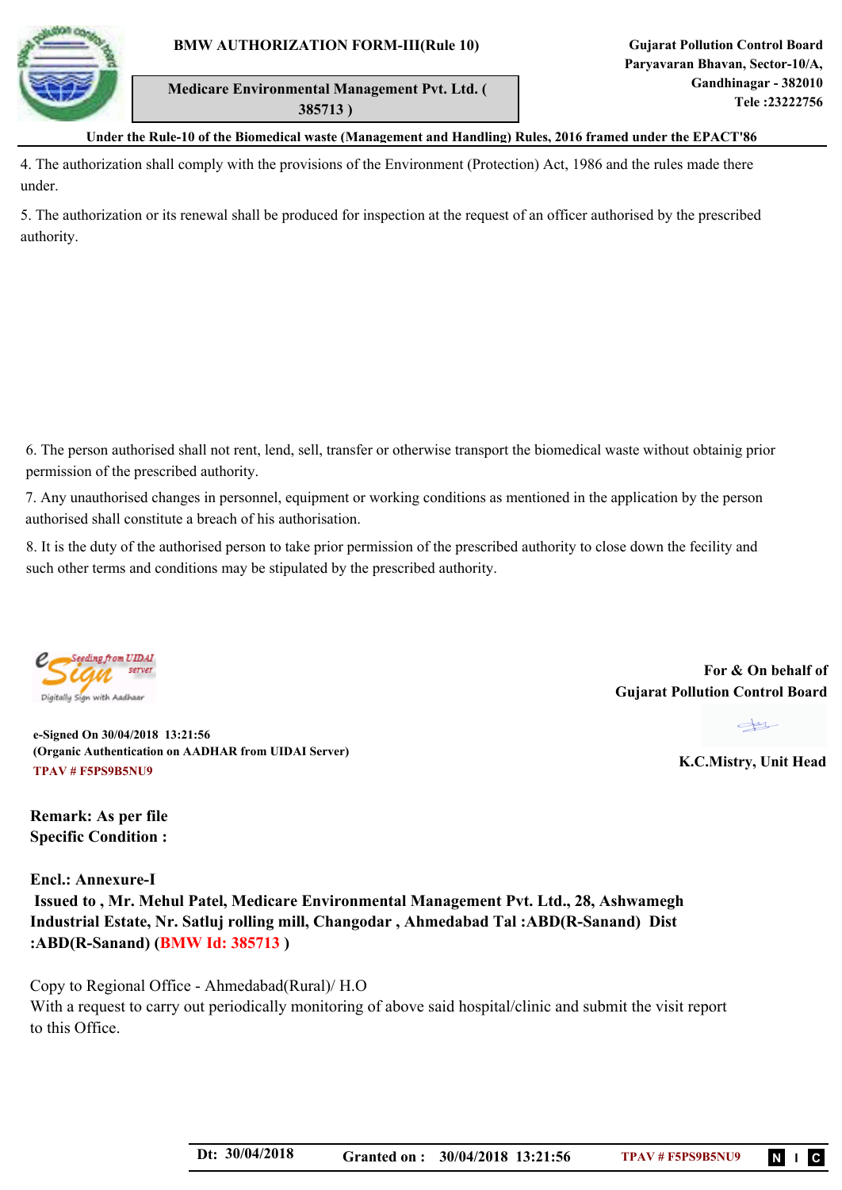4. The authorization shall comply with the provisions of the Environment (Protection) Act, 1986 and the rules made there under.

5. The authorization or its renewal shall be produced for inspection at the request of an officer authorised by the prescribed authority.

6. The person authorised shall not rent, lend, sell, transfer or otherwise transport the biomedical waste without obtainig prior permission of the prescribed authority.

7. Any unauthorised changes in personnel, equipment or working conditions as mentioned in the application by the person authorised shall constitute a breach of his authorisation.

8. It is the duty of the authorised person to take prior permission of the prescribed authority to close down the fecility and such other terms and conditions may be stipulated by the prescribed authority.

eSign Seeding from UIDAI server
Digitally Sign with Aadhaar

**e-Signed On 30/04/2018 13:21:56**
**(Organic Authentication on AADHAR from UIDAI Server)**
**TPAV # F5PS9B5NU9**

**For & On behalf of**
**Gujarat Pollution Control Board**

**K.C.Mistry, Unit Head**

**Remark: As per file**
**Specific Condition :**

**Encl.: Annexure-I**
**Issued to , Mr. Mehul Patel, Medicare Environmental Management Pvt. Ltd., 28, Ashwamegh Industrial Estate, Nr. Satluj rolling mill, Changodar , Ahmedabad Tal :ABD(R-Sanand) Dist :ABD(R-Sanand) (BMW Id: 385713 )**

Copy to Regional Office - Ahmedabad(Rural)/ H.O
With a request to carry out periodically monitoring of above said hospital/clinic and submit the visit report to this Office.

**Dt: 30/04/2018** **Granted on : 30/04/2018 13:21:56** **TPAV # F5PS9B5NU9**